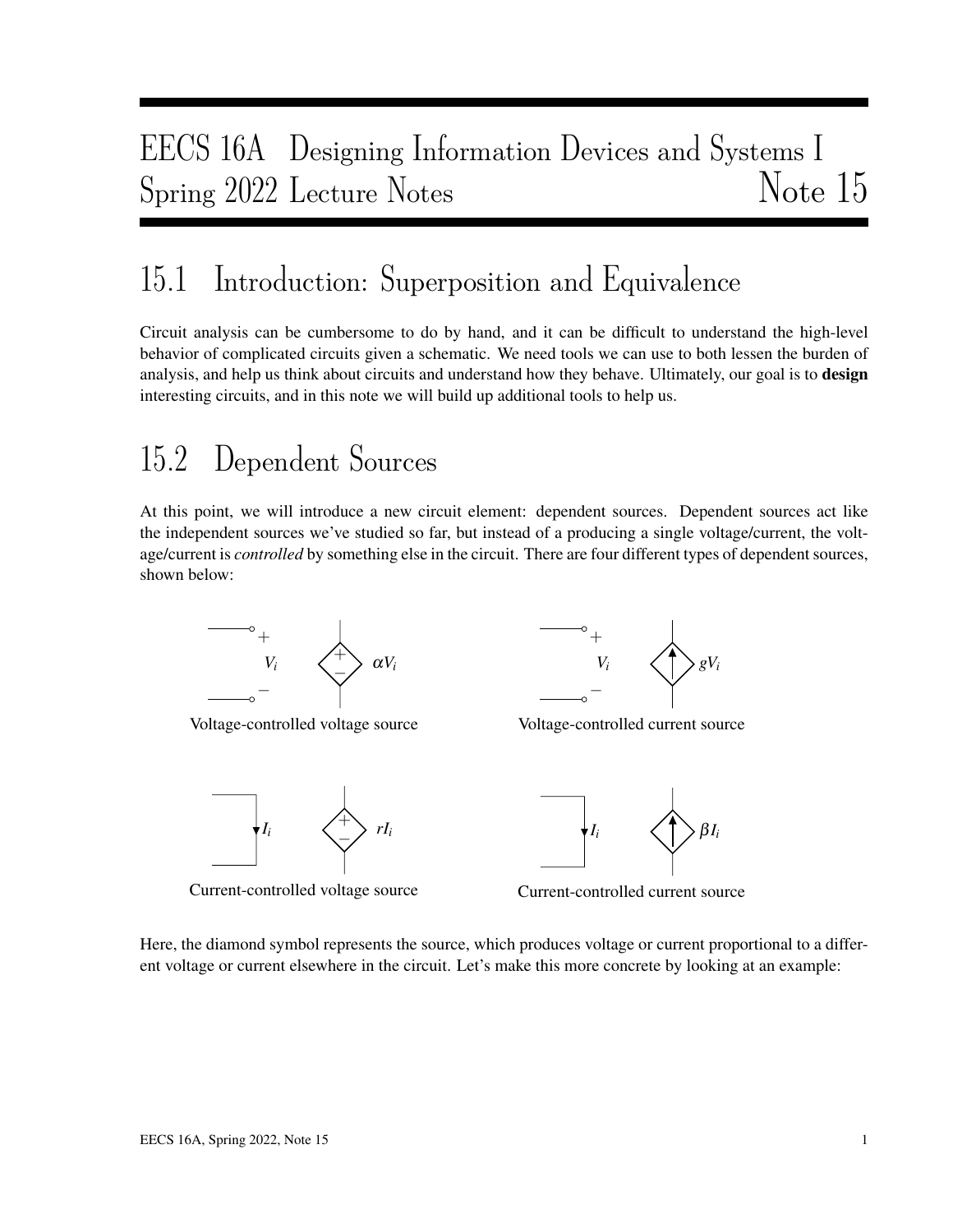# EECS 16A Designing Information Devices and Systems I
# Spring 2022 Lecture Notes — Note 15

## 15.1 Introduction: Superposition and Equivalence

Circuit analysis can be cumbersome to do by hand, and it can be difficult to understand the high-level behavior of complicated circuits given a schematic. We need tools we can use to both lessen the burden of analysis, and help us think about circuits and understand how they behave. Ultimately, our goal is to **design** interesting circuits, and in this note we will build up additional tools to help us.

## 15.2 Dependent Sources

At this point, we will introduce a new circuit element: dependent sources. Dependent sources act like the independent sources we've studied so far, but instead of a producing a single voltage/current, the voltage/current is *controlled* by something else in the circuit. There are four different types of dependent sources, shown below:

$V_i$ — $\alpha V_i$

Voltage-controlled voltage source

$V_i$ — $gV_i$

Voltage-controlled current source

$I_i$ — $rI_i$

Current-controlled voltage source

$I_i$ — $\beta I_i$

Current-controlled current source

Here, the diamond symbol represents the source, which produces voltage or current proportional to a different voltage or current elsewhere in the circuit. Let's make this more concrete by looking at an example: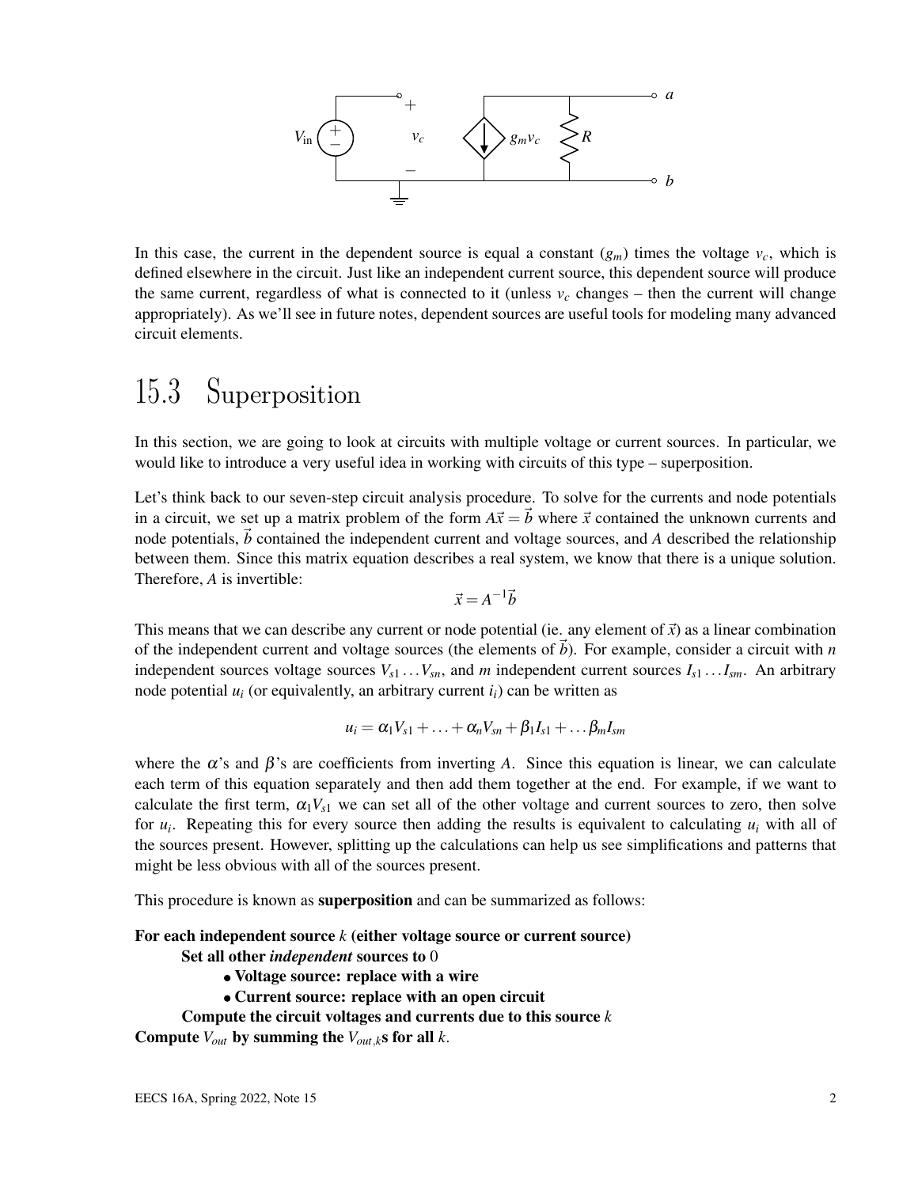In this case, the current in the dependent source is equal a constant ($g_m$) times the voltage $v_c$, which is defined elsewhere in the circuit. Just like an independent current source, this dependent source will produce the same current, regardless of what is connected to it (unless $v_c$ changes – then the current will change appropriately). As we'll see in future notes, dependent sources are useful tools for modeling many advanced circuit elements.

## 15.3 Superposition

In this section, we are going to look at circuits with multiple voltage or current sources. In particular, we would like to introduce a very useful idea in working with circuits of this type – superposition.

Let's think back to our seven-step circuit analysis procedure. To solve for the currents and node potentials in a circuit, we set up a matrix problem of the form $A\vec{x} = \vec{b}$ where $\vec{x}$ contained the unknown currents and node potentials, $\vec{b}$ contained the independent current and voltage sources, and $A$ described the relationship between them. Since this matrix equation describes a real system, we know that there is a unique solution. Therefore, $A$ is invertible:

$$\vec{x} = A^{-1}\vec{b}$$

This means that we can describe any current or node potential (ie. any element of $\vec{x}$) as a linear combination of the independent current and voltage sources (the elements of $\vec{b}$). For example, consider a circuit with $n$ independent sources voltage sources $V_{s1} \ldots V_{sn}$, and $m$ independent current sources $I_{s1} \ldots I_{sm}$. An arbitrary node potential $u_i$ (or equivalently, an arbitrary current $i_i$) can be written as

$$u_i = \alpha_1 V_{s1} + \ldots + \alpha_n V_{sn} + \beta_1 I_{s1} + \ldots \beta_m I_{sm}$$

where the $\alpha$'s and $\beta$'s are coefficients from inverting $A$. Since this equation is linear, we can calculate each term of this equation separately and then add them together at the end. For example, if we want to calculate the first term, $\alpha_1 V_{s1}$ we can set all of the other voltage and current sources to zero, then solve for $u_i$. Repeating this for every source then adding the results is equivalent to calculating $u_i$ with all of the sources present. However, splitting up the calculations can help us see simplifications and patterns that might be less obvious with all of the sources present.

This procedure is known as **superposition** and can be summarized as follows:

**For each independent source $k$ (either voltage source or current source)**

- **Set all other *independent* sources to 0**
  - **Voltage source: replace with a wire**
  - **Current source: replace with an open circuit**
- **Compute the circuit voltages and currents due to this source $k$**

**Compute $V_{out}$ by summing the $V_{out,k}$s for all $k$.**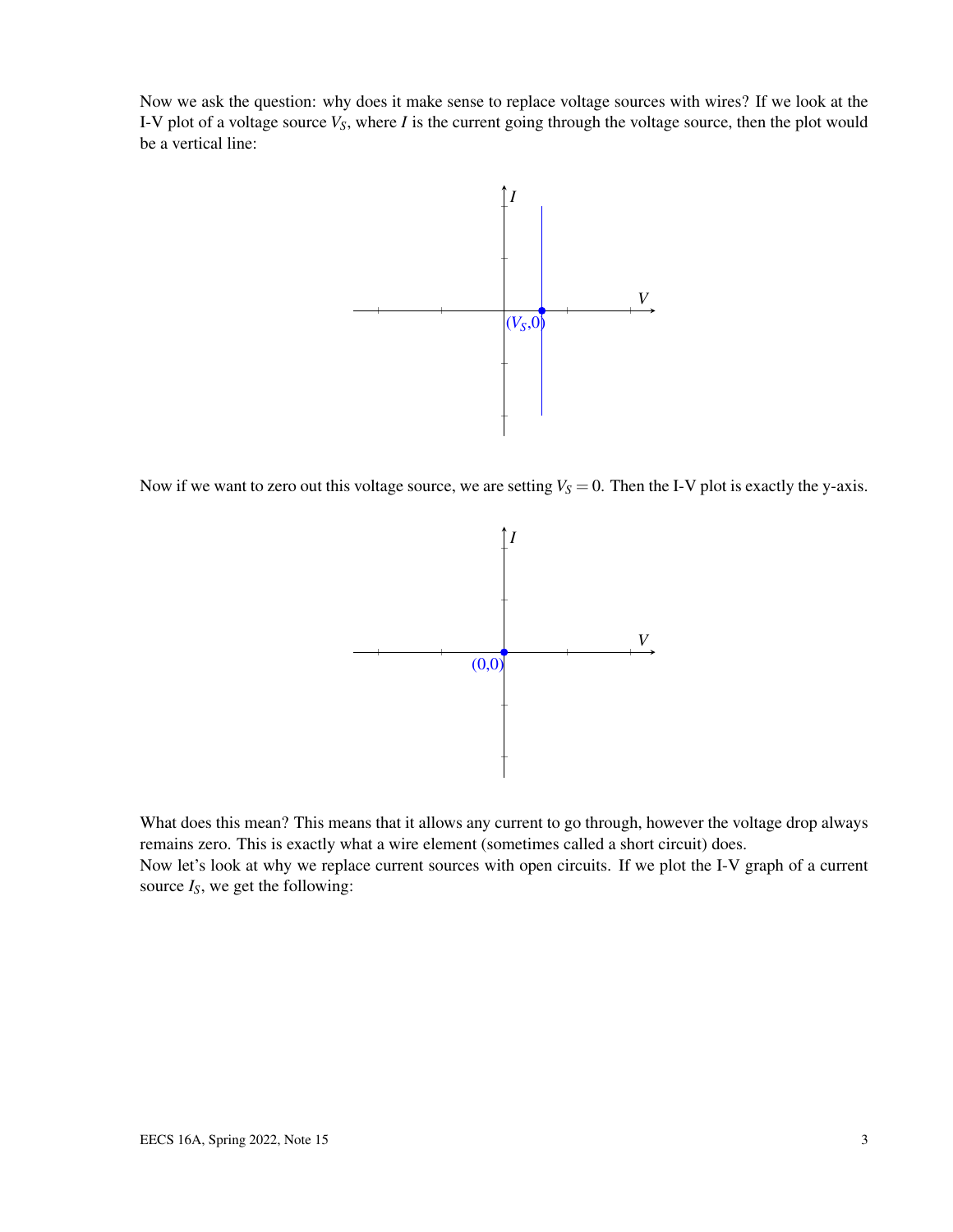Now we ask the question: why does it make sense to replace voltage sources with wires? If we look at the I-V plot of a voltage source $V_S$, where $I$ is the current going through the voltage source, then the plot would be a vertical line:

Now if we want to zero out this voltage source, we are setting $V_S = 0$. Then the I-V plot is exactly the y-axis.

What does this mean? This means that it allows any current to go through, however the voltage drop always remains zero. This is exactly what a wire element (sometimes called a short circuit) does.

Now let's look at why we replace current sources with open circuits. If we plot the I-V graph of a current source $I_S$, we get the following: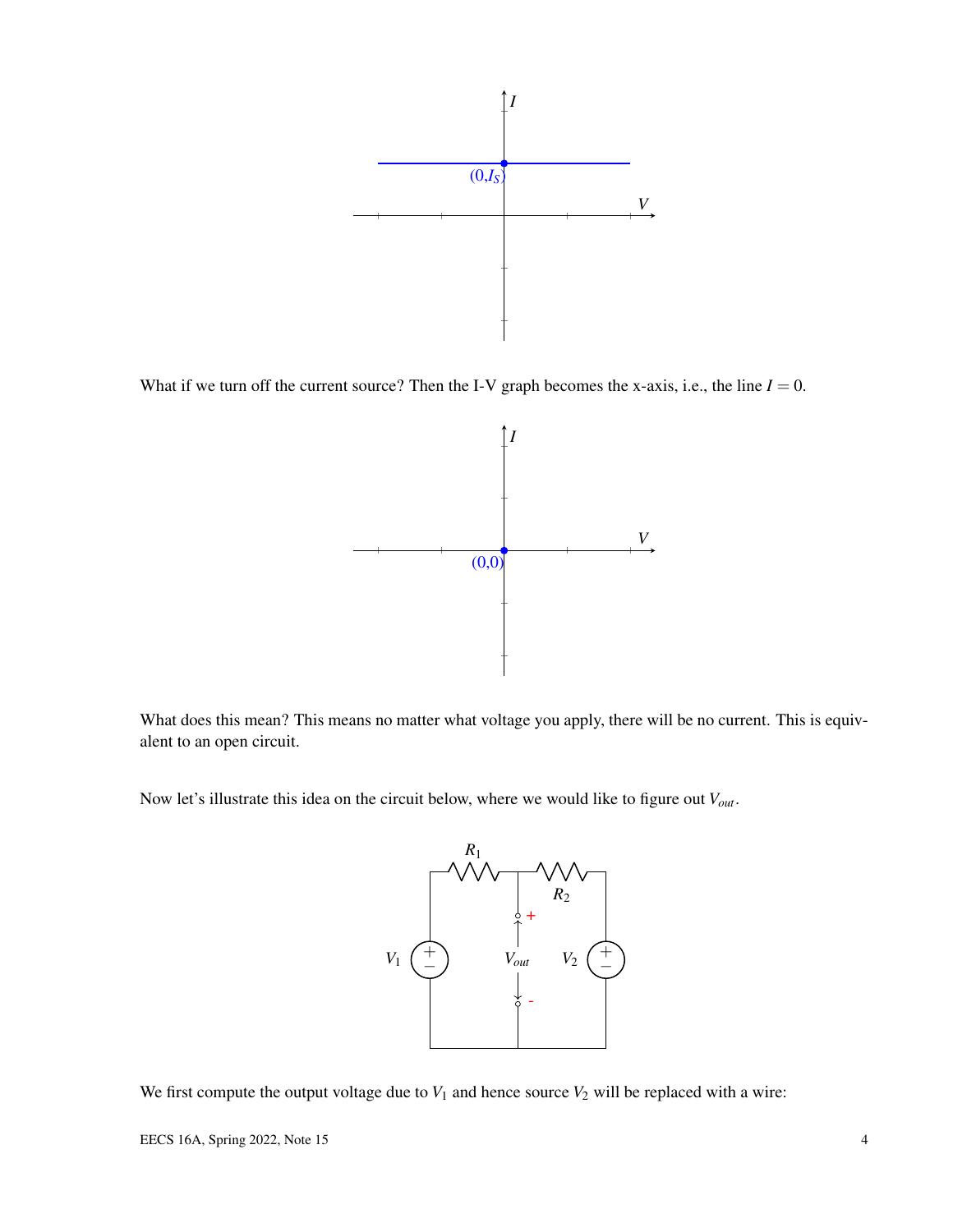What if we turn off the current source? Then the I-V graph becomes the x-axis, i.e., the line $I = 0$.

What does this mean? This means no matter what voltage you apply, there will be no current. This is equivalent to an open circuit.

Now let's illustrate this idea on the circuit below, where we would like to figure out $V_{out}$.

We first compute the output voltage due to $V_1$ and hence source $V_2$ will be replaced with a wire: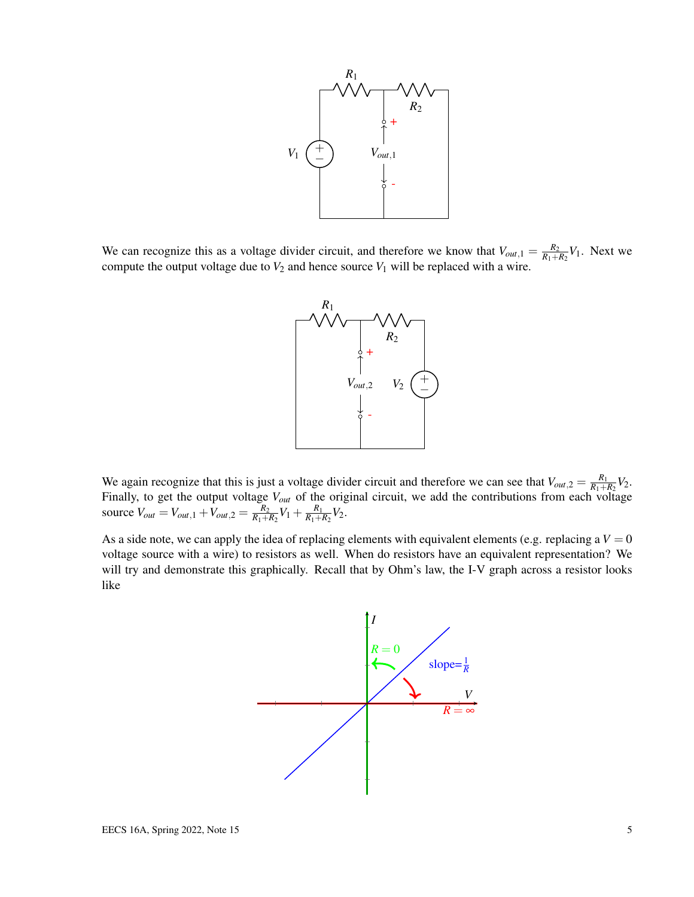We can recognize this as a voltage divider circuit, and therefore we know that $V_{out,1} = \frac{R_2}{R_1+R_2}V_1$. Next we compute the output voltage due to $V_2$ and hence source $V_1$ will be replaced with a wire.

We again recognize that this is just a voltage divider circuit and therefore we can see that $V_{out,2} = \frac{R_1}{R_1+R_2}V_2$. Finally, to get the output voltage $V_{out}$ of the original circuit, we add the contributions from each voltage source $V_{out} = V_{out,1} + V_{out,2} = \frac{R_2}{R_1+R_2}V_1 + \frac{R_1}{R_1+R_2}V_2$.

As a side note, we can apply the idea of replacing elements with equivalent elements (e.g. replacing a $V = 0$ voltage source with a wire) to resistors as well. When do resistors have an equivalent representation? We will try and demonstrate this graphically. Recall that by Ohm's law, the I-V graph across a resistor looks like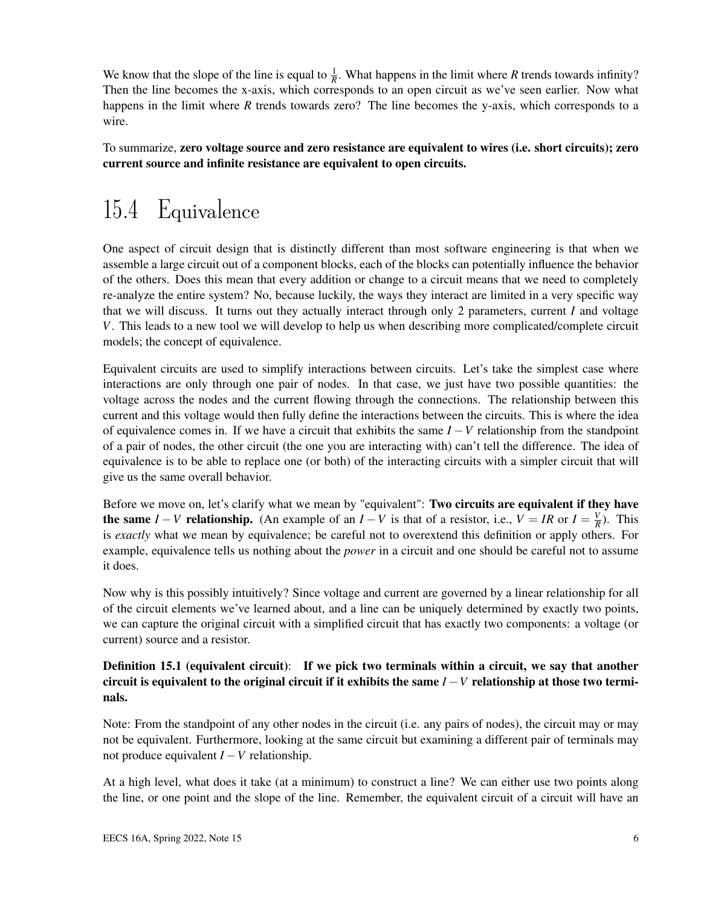We know that the slope of the line is equal to $\frac{1}{R}$. What happens in the limit where $R$ trends towards infinity? Then the line becomes the x-axis, which corresponds to an open circuit as we've seen earlier. Now what happens in the limit where $R$ trends towards zero? The line becomes the y-axis, which corresponds to a wire.

To summarize, **zero voltage source and zero resistance are equivalent to wires (i.e. short circuits); zero current source and infinite resistance are equivalent to open circuits.**

# 15.4 Equivalence

One aspect of circuit design that is distinctly different than most software engineering is that when we assemble a large circuit out of a component blocks, each of the blocks can potentially influence the behavior of the others. Does this mean that every addition or change to a circuit means that we need to completely re-analyze the entire system? No, because luckily, the ways they interact are limited in a very specific way that we will discuss. It turns out they actually interact through only 2 parameters, current $I$ and voltage $V$. This leads to a new tool we will develop to help us when describing more complicated/complete circuit models; the concept of equivalence.

Equivalent circuits are used to simplify interactions between circuits. Let's take the simplest case where interactions are only through one pair of nodes. In that case, we just have two possible quantities: the voltage across the nodes and the current flowing through the connections. The relationship between this current and this voltage would then fully define the interactions between the circuits. This is where the idea of equivalence comes in. If we have a circuit that exhibits the same $I-V$ relationship from the standpoint of a pair of nodes, the other circuit (the one you are interacting with) can't tell the difference. The idea of equivalence is to be able to replace one (or both) of the interacting circuits with a simpler circuit that will give us the same overall behavior.

Before we move on, let's clarify what we mean by "equivalent": **Two circuits are equivalent if they have the same $I-V$ relationship.** (An example of an $I-V$ is that of a resistor, i.e., $V = IR$ or $I = \frac{V}{R}$). This is *exactly* what we mean by equivalence; be careful not to overextend this definition or apply others. For example, equivalence tells us nothing about the *power* in a circuit and one should be careful not to assume it does.

Now why is this possibly intuitively? Since voltage and current are governed by a linear relationship for all of the circuit elements we've learned about, and a line can be uniquely determined by exactly two points, we can capture the original circuit with a simplified circuit that has exactly two components: a voltage (or current) source and a resistor.

**Definition 15.1 (equivalent circuit)**: **If we pick two terminals within a circuit, we say that another circuit is equivalent to the original circuit if it exhibits the same $I-V$ relationship at those two terminals.**

Note: From the standpoint of any other nodes in the circuit (i.e. any pairs of nodes), the circuit may or may not be equivalent. Furthermore, looking at the same circuit but examining a different pair of terminals may not produce equivalent $I-V$ relationship.

At a high level, what does it take (at a minimum) to construct a line? We can either use two points along the line, or one point and the slope of the line. Remember, the equivalent circuit of a circuit will have an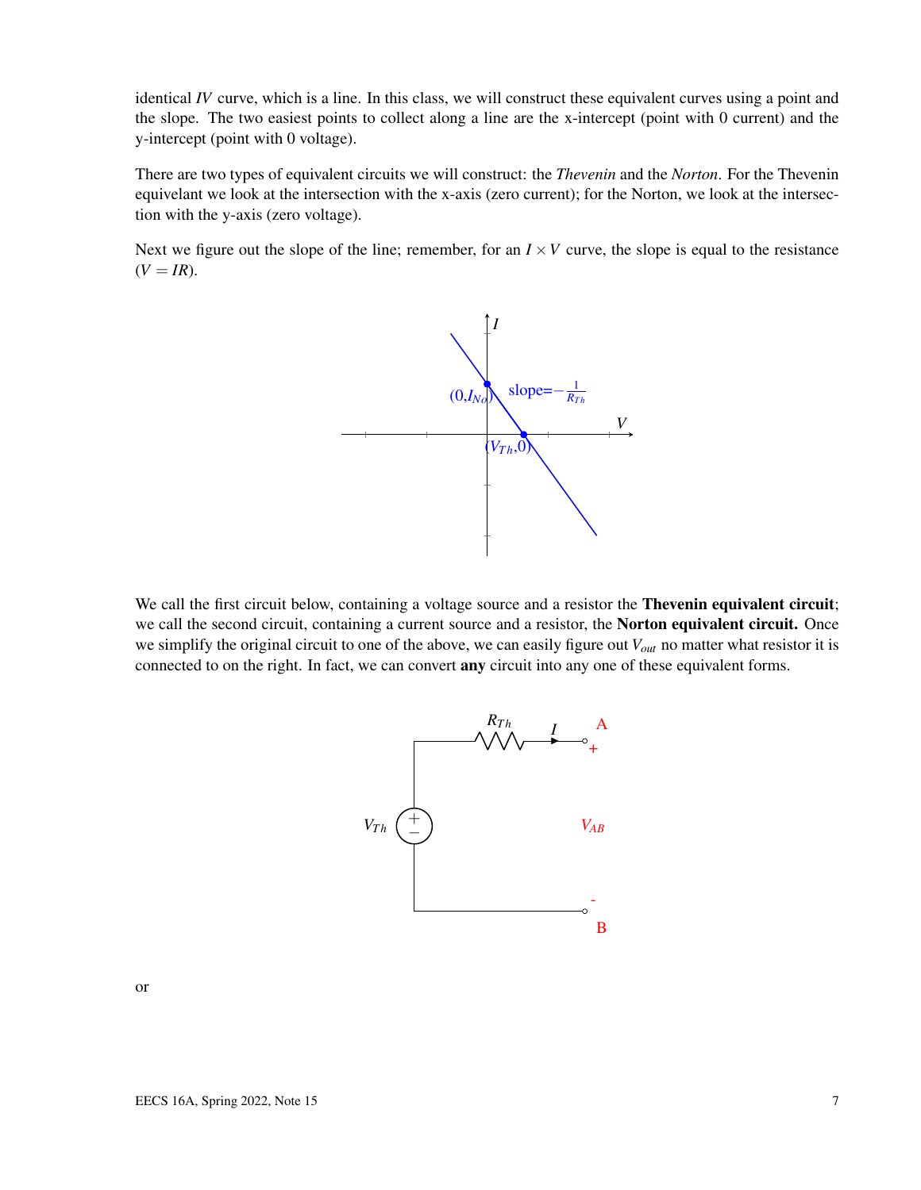identical *IV* curve, which is a line. In this class, we will construct these equivalent curves using a point and the slope. The two easiest points to collect along a line are the x-intercept (point with 0 current) and the y-intercept (point with 0 voltage).

There are two types of equivalent circuits we will construct: the *Thevenin* and the *Norton*. For the Thevenin equivelant we look at the intersection with the x-axis (zero current); for the Norton, we look at the intersection with the y-axis (zero voltage).

Next we figure out the slope of the line; remember, for an $I \times V$ curve, the slope is equal to the resistance ($V = IR$).

We call the first circuit below, containing a voltage source and a resistor the **Thevenin equivalent circuit**; we call the second circuit, containing a current source and a resistor, the **Norton equivalent circuit.** Once we simplify the original circuit to one of the above, we can easily figure out $V_{out}$ no matter what resistor it is connected to on the right. In fact, we can convert **any** circuit into any one of these equivalent forms.

or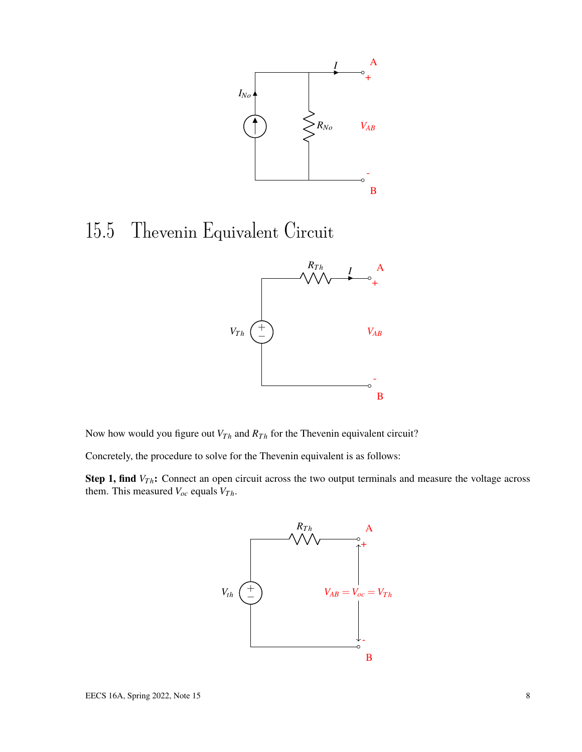## 15.5 Thevenin Equivalent Circuit

Now how would you figure out $V_{Th}$ and $R_{Th}$ for the Thevenin equivalent circuit?

Concretely, the procedure to solve for the Thevenin equivalent is as follows:

**Step 1, find $V_{Th}$:** Connect an open circuit across the two output terminals and measure the voltage across them. This measured $V_{oc}$ equals $V_{Th}$.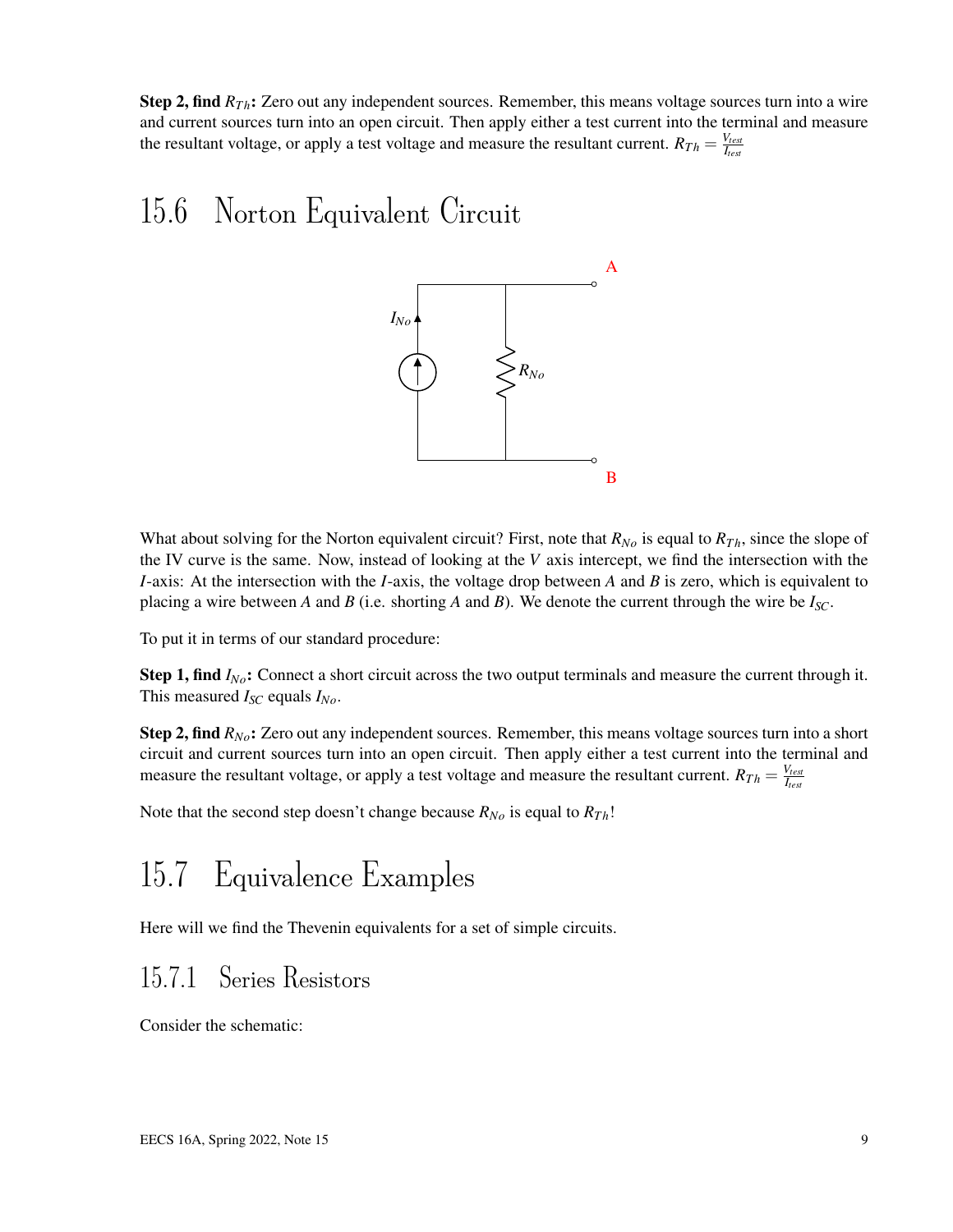**Step 2, find $R_{Th}$:** Zero out any independent sources. Remember, this means voltage sources turn into a wire and current sources turn into an open circuit. Then apply either a test current into the terminal and measure the resultant voltage, or apply a test voltage and measure the resultant current. $R_{Th} = \frac{V_{test}}{I_{test}}$

## 15.6 Norton Equivalent Circuit

What about solving for the Norton equivalent circuit? First, note that $R_{No}$ is equal to $R_{Th}$, since the slope of the IV curve is the same. Now, instead of looking at the $V$ axis intercept, we find the intersection with the $I$-axis: At the intersection with the $I$-axis, the voltage drop between $A$ and $B$ is zero, which is equivalent to placing a wire between $A$ and $B$ (i.e. shorting $A$ and $B$). We denote the current through the wire be $I_{SC}$.

To put it in terms of our standard procedure:

**Step 1, find $I_{No}$:** Connect a short circuit across the two output terminals and measure the current through it. This measured $I_{SC}$ equals $I_{No}$.

**Step 2, find $R_{No}$:** Zero out any independent sources. Remember, this means voltage sources turn into a short circuit and current sources turn into an open circuit. Then apply either a test current into the terminal and measure the resultant voltage, or apply a test voltage and measure the resultant current. $R_{Th} = \frac{V_{test}}{I_{test}}$

Note that the second step doesn't change because $R_{No}$ is equal to $R_{Th}$!

## 15.7 Equivalence Examples

Here will we find the Thevenin equivalents for a set of simple circuits.

### 15.7.1 Series Resistors

Consider the schematic: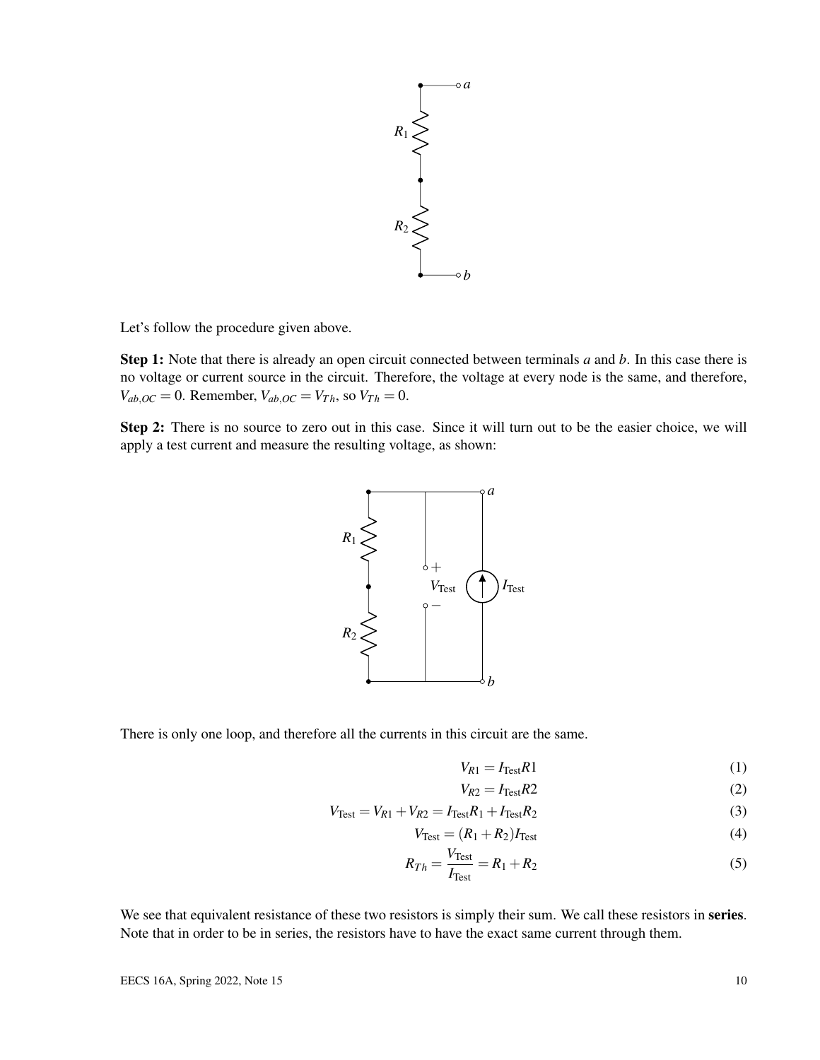Let's follow the procedure given above.

**Step 1:** Note that there is already an open circuit connected between terminals $a$ and $b$. In this case there is no voltage or current source in the circuit. Therefore, the voltage at every node is the same, and therefore, $V_{ab,OC} = 0$. Remember, $V_{ab,OC} = V_{Th}$, so $V_{Th} = 0$.

**Step 2:** There is no source to zero out in this case. Since it will turn out to be the easier choice, we will apply a test current and measure the resulting voltage, as shown:

There is only one loop, and therefore all the currents in this circuit are the same.

$$V_{R1} = I_{\text{Test}} R1 \tag{1}$$

$$V_{R2} = I_{\text{Test}} R2 \tag{2}$$

$$V_{\text{Test}} = V_{R1} + V_{R2} = I_{\text{Test}} R_1 + I_{\text{Test}} R_2 \tag{3}$$

$$V_{\text{Test}} = (R_1 + R_2) I_{\text{Test}} \tag{4}$$

$$R_{Th} = \frac{V_{\text{Test}}}{I_{\text{Test}}} = R_1 + R_2 \tag{5}$$

We see that equivalent resistance of these two resistors is simply their sum. We call these resistors in **series**. Note that in order to be in series, the resistors have to have the exact same current through them.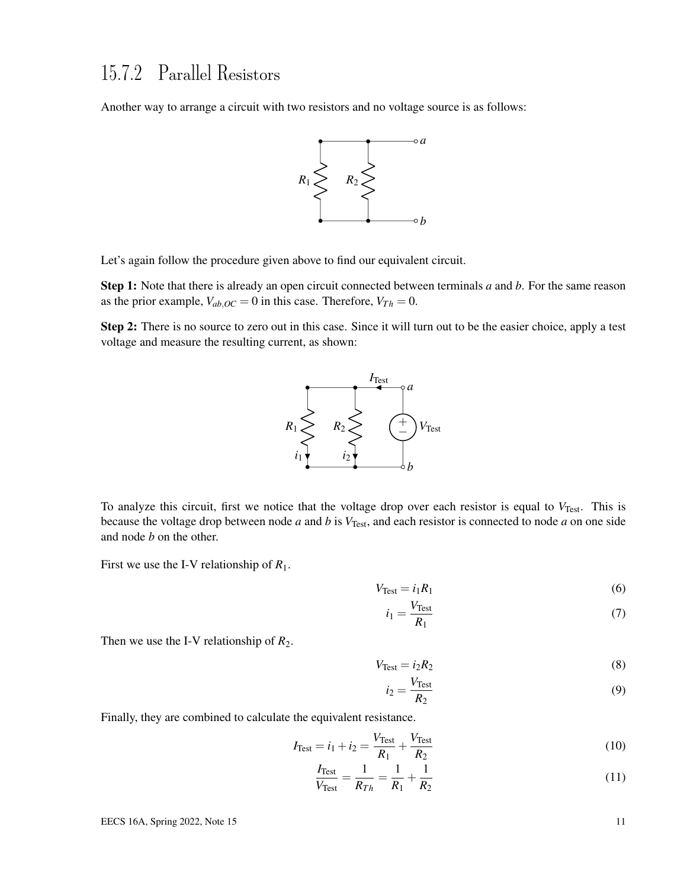### 15.7.2 Parallel Resistors

Another way to arrange a circuit with two resistors and no voltage source is as follows:

Let's again follow the procedure given above to find our equivalent circuit.

**Step 1:** Note that there is already an open circuit connected between terminals $a$ and $b$. For the same reason as the prior example, $V_{ab,OC} = 0$ in this case. Therefore, $V_{Th} = 0$.

**Step 2:** There is no source to zero out in this case. Since it will turn out to be the easier choice, apply a test voltage and measure the resulting current, as shown:

To analyze this circuit, first we notice that the voltage drop over each resistor is equal to $V_{\text{Test}}$. This is because the voltage drop between node $a$ and $b$ is $V_{\text{Test}}$, and each resistor is connected to node $a$ on one side and node $b$ on the other.

First we use the I-V relationship of $R_1$.

$$V_{\text{Test}} = i_1 R_1 \tag{6}$$

$$i_1 = \frac{V_{\text{Test}}}{R_1} \tag{7}$$

Then we use the I-V relationship of $R_2$.

$$V_{\text{Test}} = i_2 R_2 \tag{8}$$

$$i_2 = \frac{V_{\text{Test}}}{R_2} \tag{9}$$

Finally, they are combined to calculate the equivalent resistance.

$$I_{\text{Test}} = i_1 + i_2 = \frac{V_{\text{Test}}}{R_1} + \frac{V_{\text{Test}}}{R_2} \tag{10}$$

$$\frac{I_{\text{Test}}}{V_{\text{Test}}} = \frac{1}{R_{Th}} = \frac{1}{R_1} + \frac{1}{R_2} \tag{11}$$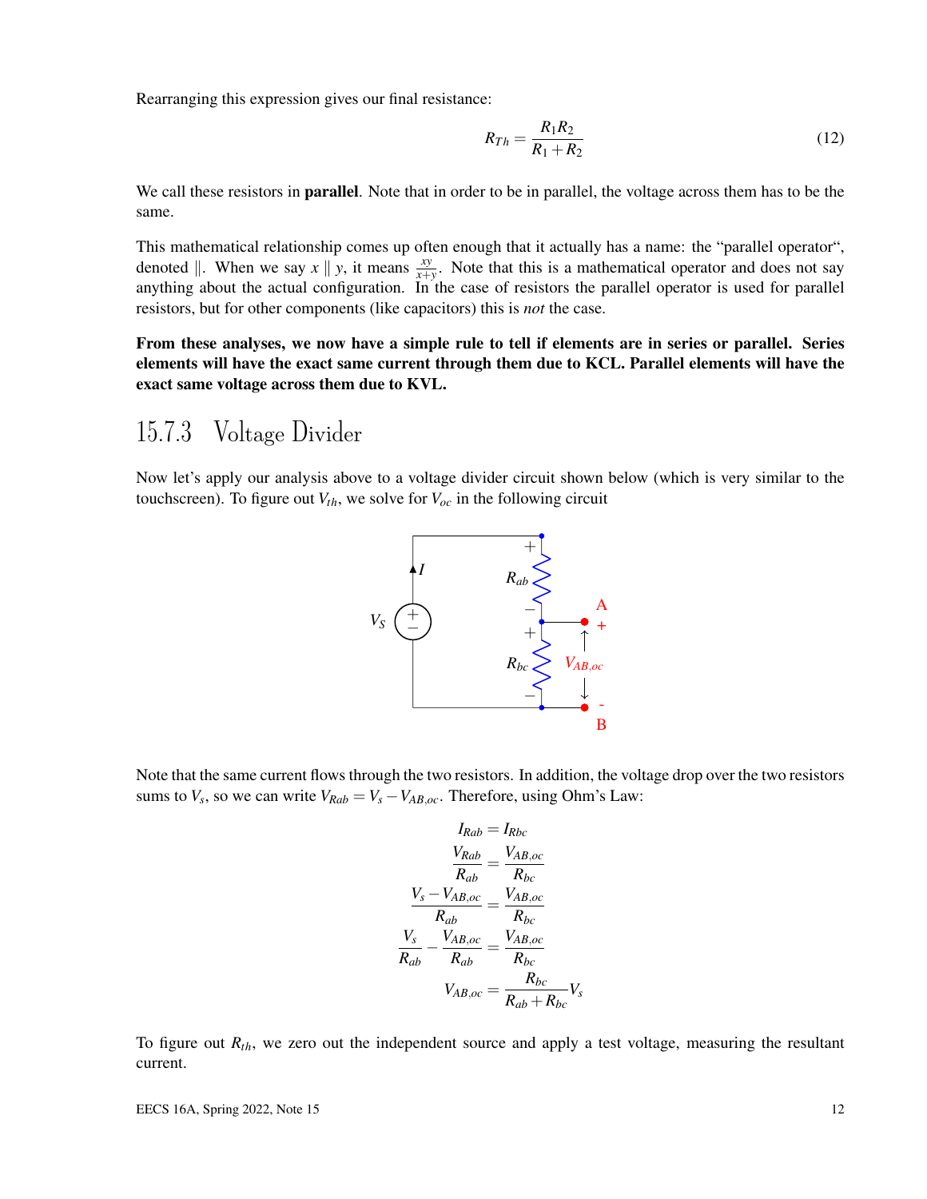Rearranging this expression gives our final resistance:

$$R_{Th} = \frac{R_1 R_2}{R_1 + R_2} \tag{12}$$

We call these resistors in **parallel**. Note that in order to be in parallel, the voltage across them has to be the same.

This mathematical relationship comes up often enough that it actually has a name: the "parallel operator", denoted $\|$. When we say $x \| y$, it means $\frac{xy}{x+y}$. Note that this is a mathematical operator and does not say anything about the actual configuration. In the case of resistors the parallel operator is used for parallel resistors, but for other components (like capacitors) this is *not* the case.

**From these analyses, we now have a simple rule to tell if elements are in series or parallel. Series elements will have the exact same current through them due to KCL. Parallel elements will have the exact same voltage across them due to KVL.**

### 15.7.3 Voltage Divider

Now let's apply our analysis above to a voltage divider circuit shown below (which is very similar to the touchscreen). To figure out $V_{th}$, we solve for $V_{oc}$ in the following circuit

Note that the same current flows through the two resistors. In addition, the voltage drop over the two resistors sums to $V_s$, so we can write $V_{Rab} = V_s - V_{AB,oc}$. Therefore, using Ohm's Law:

$$I_{Rab} = I_{Rbc}$$

$$\frac{V_{Rab}}{R_{ab}} = \frac{V_{AB,oc}}{R_{bc}}$$

$$\frac{V_s - V_{AB,oc}}{R_{ab}} = \frac{V_{AB,oc}}{R_{bc}}$$

$$\frac{V_s}{R_{ab}} - \frac{V_{AB,oc}}{R_{ab}} = \frac{V_{AB,oc}}{R_{bc}}$$

$$V_{AB,oc} = \frac{R_{bc}}{R_{ab} + R_{bc}} V_s$$

To figure out $R_{th}$, we zero out the independent source and apply a test voltage, measuring the resultant current.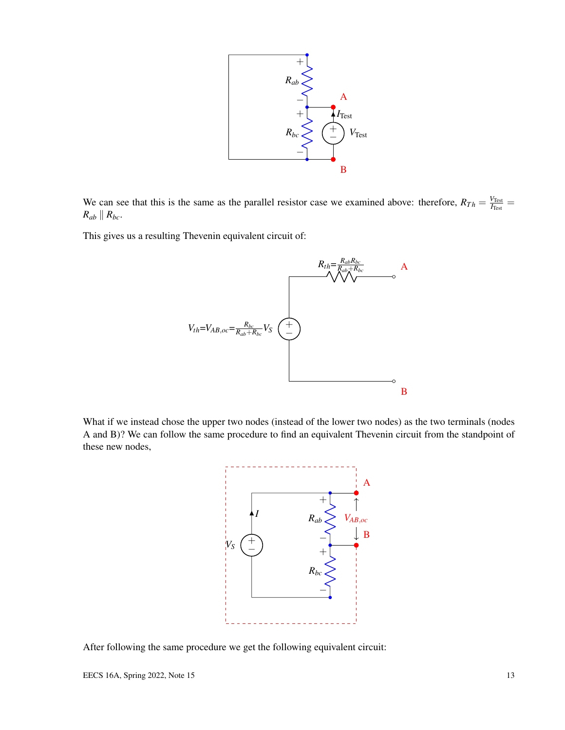We can see that this is the same as the parallel resistor case we examined above: therefore, $R_{Th} = \frac{V_{\text{Test}}}{I_{\text{Test}}} = R_{ab} \parallel R_{bc}$.

This gives us a resulting Thevenin equivalent circuit of:

What if we instead chose the upper two nodes (instead of the lower two nodes) as the two terminals (nodes A and B)? We can follow the same procedure to find an equivalent Thevenin circuit from the standpoint of these new nodes,

After following the same procedure we get the following equivalent circuit: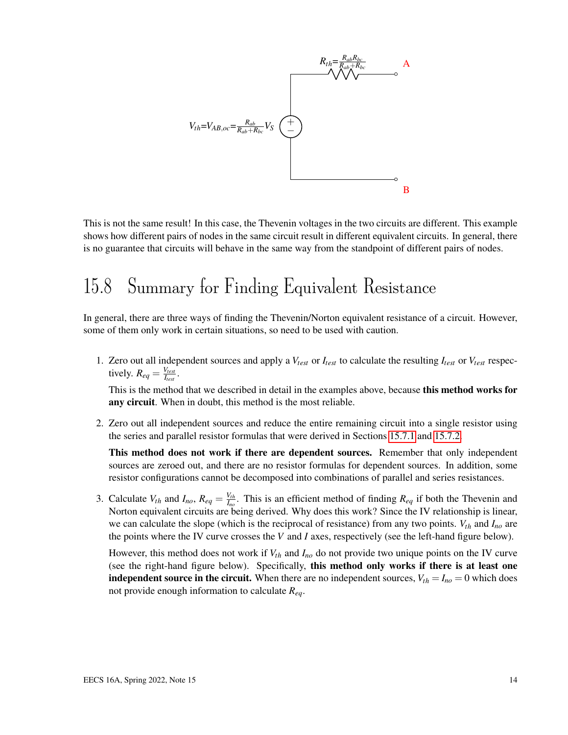$R_{th}=\frac{R_{ab}R_{bc}}{R_{ab}+R_{bc}}$

A

$V_{th}=V_{AB,oc}=\frac{R_{ab}}{R_{ab}+R_{bc}}V_S$

B

This is not the same result! In this case, the Thevenin voltages in the two circuits are different. This example shows how different pairs of nodes in the same circuit result in different equivalent circuits. In general, there is no guarantee that circuits will behave in the same way from the standpoint of different pairs of nodes.

## 15.8 Summary for Finding Equivalent Resistance

In general, there are three ways of finding the Thevenin/Norton equivalent resistance of a circuit. However, some of them only work in certain situations, so need to be used with caution.

1. Zero out all independent sources and apply a $V_{test}$ or $I_{test}$ to calculate the resulting $I_{test}$ or $V_{test}$ respectively. $R_{eq} = \frac{V_{test}}{I_{test}}$.

   This is the method that we described in detail in the examples above, because **this method works for any circuit**. When in doubt, this method is the most reliable.

2. Zero out all independent sources and reduce the entire remaining circuit into a single resistor using the series and parallel resistor formulas that were derived in Sections 15.7.1 and 15.7.2.

   **This method does not work if there are dependent sources.** Remember that only independent sources are zeroed out, and there are no resistor formulas for dependent sources. In addition, some resistor configurations cannot be decomposed into combinations of parallel and series resistances.

3. Calculate $V_{th}$ and $I_{no}$, $R_{eq} = \frac{V_{th}}{I_{no}}$. This is an efficient method of finding $R_{eq}$ if both the Thevenin and Norton equivalent circuits are being derived. Why does this work? Since the IV relationship is linear, we can calculate the slope (which is the reciprocal of resistance) from any two points. $V_{th}$ and $I_{no}$ are the points where the IV curve crosses the $V$ and $I$ axes, respectively (see the left-hand figure below).

   However, this method does not work if $V_{th}$ and $I_{no}$ do not provide two unique points on the IV curve (see the right-hand figure below). Specifically, **this method only works if there is at least one independent source in the circuit.** When there are no independent sources, $V_{th} = I_{no} = 0$ which does not provide enough information to calculate $R_{eq}$.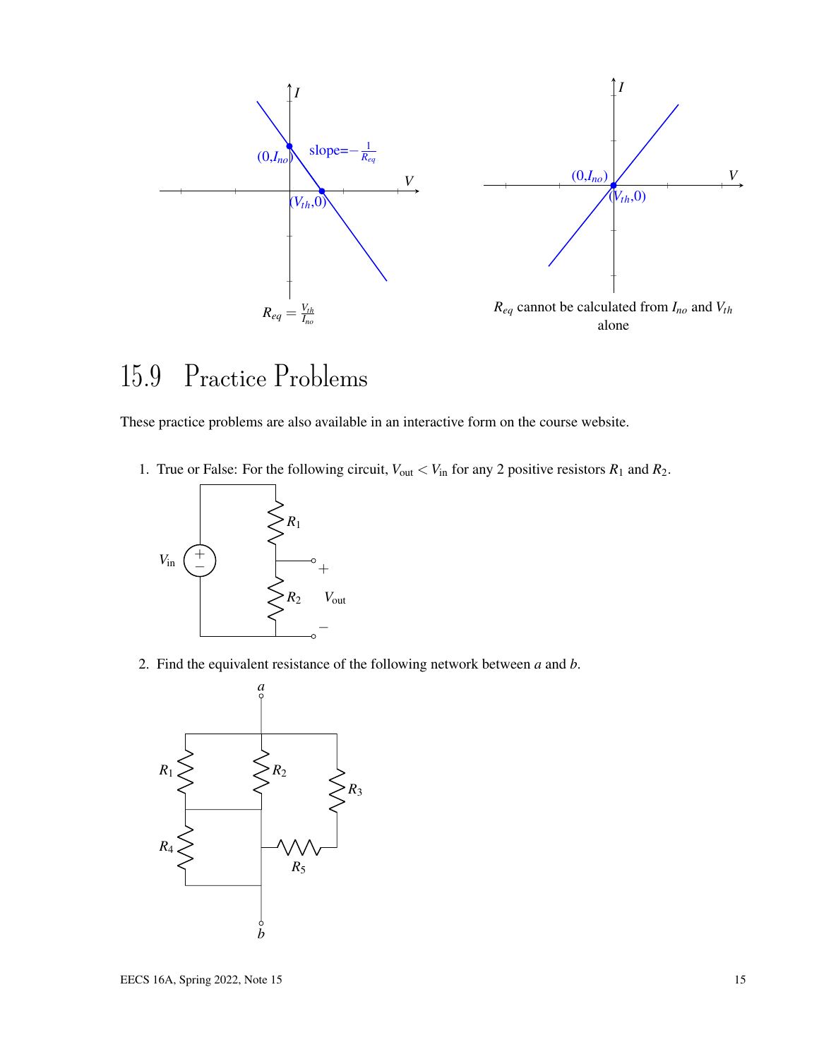$R_{eq} = \frac{V_{th}}{I_{no}}$

$R_{eq}$ cannot be calculated from $I_{no}$ and $V_{th}$ alone

## 15.9 Practice Problems

These practice problems are also available in an interactive form on the course website.

1. True or False: For the following circuit, $V_{\text{out}} < V_{\text{in}}$ for any 2 positive resistors $R_1$ and $R_2$.

2. Find the equivalent resistance of the following network between $a$ and $b$.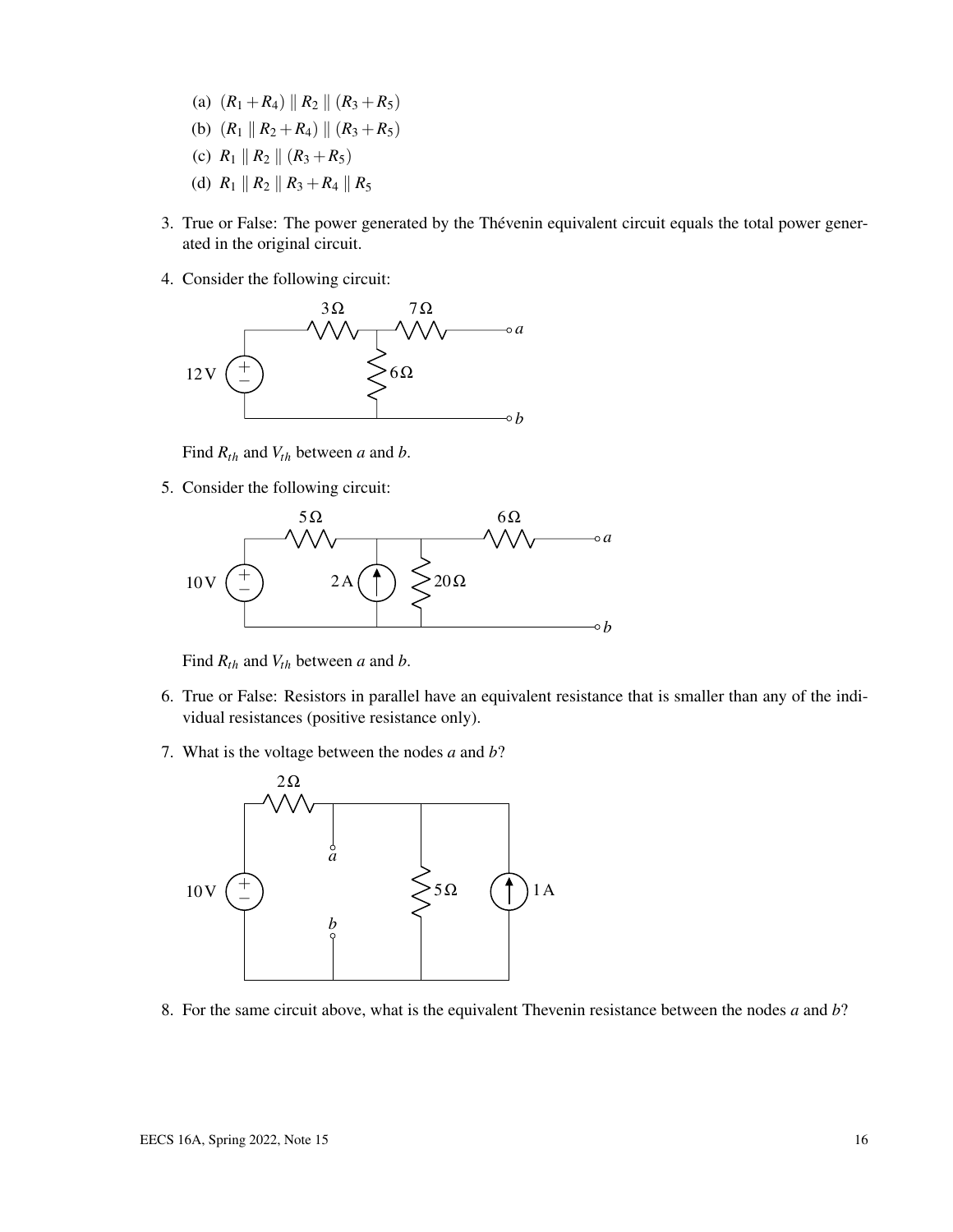(a) $(R_1 + R_4) \parallel R_2 \parallel (R_3 + R_5)$

(b) $(R_1 \parallel R_2 + R_4) \parallel (R_3 + R_5)$

(c) $R_1 \parallel R_2 \parallel (R_3 + R_5)$

(d) $R_1 \parallel R_2 \parallel R_3 + R_4 \parallel R_5$

3. True or False: The power generated by the Thévenin equivalent circuit equals the total power generated in the original circuit.

4. Consider the following circuit:

   3Ω
   7Ω
   a
   12V
   6Ω
   b

   Find $R_{th}$ and $V_{th}$ between $a$ and $b$.

5. Consider the following circuit:

   5Ω
   6Ω
   a
   10V
   2A
   20Ω
   b

   Find $R_{th}$ and $V_{th}$ between $a$ and $b$.

6. True or False: Resistors in parallel have an equivalent resistance that is smaller than any of the individual resistances (positive resistance only).

7. What is the voltage between the nodes $a$ and $b$?

   2Ω
   a
   10V
   5Ω
   1A
   b

8. For the same circuit above, what is the equivalent Thevenin resistance between the nodes $a$ and $b$?